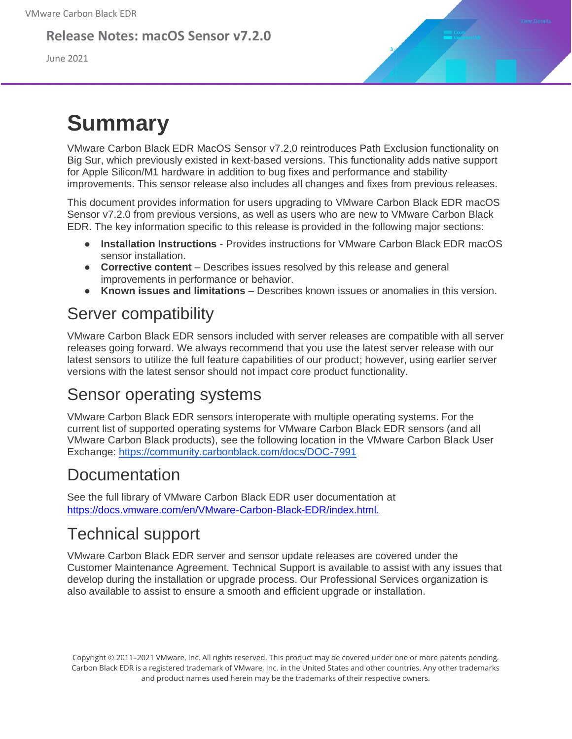VMware Carbon Black EDR

**Release Notes: macOS Sensor v7.2.0**

June 2021

# Summary

VMware Carbon Black EDR MacOS Sensor v7.2.0 reintroduces Path Exclusion functionality on Big Sur, which previously existed in kext-based versions. This functionality adds native support for Apple Silicon/M1 hardware in addition to bug fixes and performance and stability improvements. This sensor release also includes all changes and fixes from previous releases.

This document provides information for users upgrading to VMware Carbon Black EDR macOS Sensor v7.2.0 from previous versions, as well as users who are new to VMware Carbon Black EDR. The key information specific to this release is provided in the following major sections:

- **Installation Instructions** - Provides instructions for VMware Carbon Black EDR macOS sensor installation.
- **Corrective content** – Describes issues resolved by this release and general improvements in performance or behavior.
- **Known issues and limitations** – Describes known issues or anomalies in this version.

## Server compatibility

VMware Carbon Black EDR sensors included with server releases are compatible with all server releases going forward. We always recommend that you use the latest server release with our latest sensors to utilize the full feature capabilities of our product; however, using earlier server versions with the latest sensor should not impact core product functionality.

## Sensor operating systems

VMware Carbon Black EDR sensors interoperate with multiple operating systems. For the current list of supported operating systems for VMware Carbon Black EDR sensors (and all VMware Carbon Black products), see the following location in the VMware Carbon Black User Exchange: https://community.carbonblack.com/docs/DOC-7991

## Documentation

See the full library of VMware Carbon Black EDR user documentation at https://docs.vmware.com/en/VMware-Carbon-Black-EDR/index.html.

## Technical support

VMware Carbon Black EDR server and sensor update releases are covered under the Customer Maintenance Agreement. Technical Support is available to assist with any issues that develop during the installation or upgrade process. Our Professional Services organization is also available to assist to ensure a smooth and efficient upgrade or installation.

Copyright © 2011–2021 VMware, Inc. All rights reserved. This product may be covered under one or more patents pending. Carbon Black EDR is a registered trademark of VMware, Inc. in the United States and other countries. Any other trademarks and product names used herein may be the trademarks of their respective owners.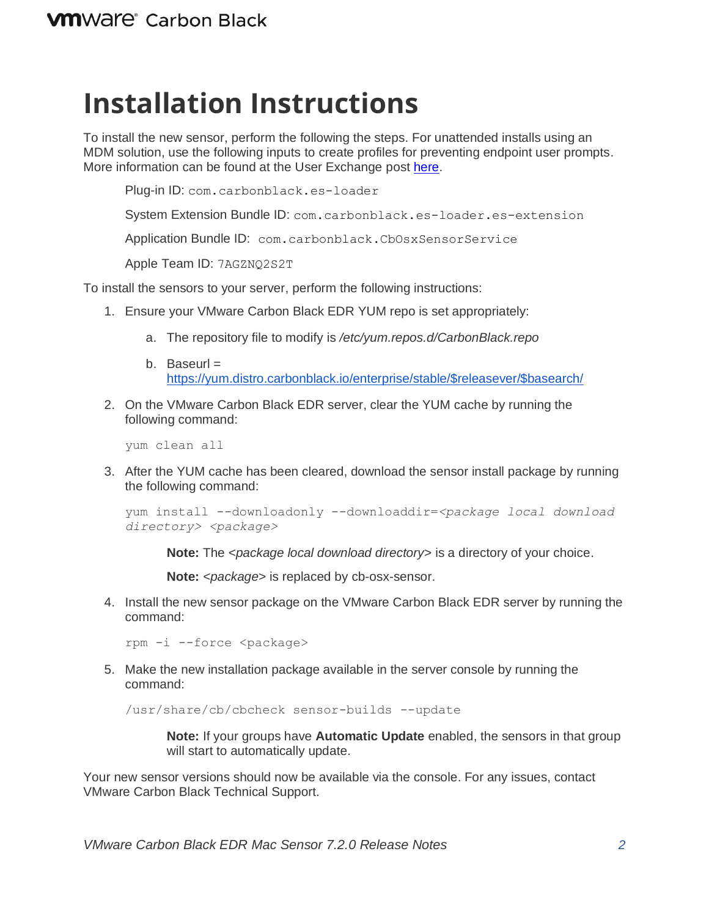# Installation Instructions

To install the new sensor, perform the following the steps. For unattended installs using an MDM solution, use the following inputs to create profiles for preventing endpoint user prompts. More information can be found at the User Exchange post [here]().

Plug-in ID: `com.carbonblack.es-loader`

System Extension Bundle ID: `com.carbonblack.es-loader.es-extension`

Application Bundle ID: `com.carbonblack.CbOsxSensorService`

Apple Team ID: `7AGZNQ2S2T`

To install the sensors to your server, perform the following instructions:

1. Ensure your VMware Carbon Black EDR YUM repo is set appropriately:

   a. The repository file to modify is */etc/yum.repos.d/CarbonBlack.repo*

   b. Baseurl = https://yum.distro.carbonblack.io/enterprise/stable/$releasever/$basearch/

2. On the VMware Carbon Black EDR server, clear the YUM cache by running the following command:

   ```
   yum clean all
   ```

3. After the YUM cache has been cleared, download the sensor install package by running the following command:

   ```
   yum install --downloadonly --downloaddir=<package local download directory> <package>
   ```

   **Note:** The *<package local download directory>* is a directory of your choice.

   **Note:** *<package>* is replaced by cb-osx-sensor.

4. Install the new sensor package on the VMware Carbon Black EDR server by running the command:

   ```
   rpm -i --force <package>
   ```

5. Make the new installation package available in the server console by running the command:

   ```
   /usr/share/cb/cbcheck sensor-builds --update
   ```

   **Note:** If your groups have **Automatic Update** enabled, the sensors in that group will start to automatically update.

Your new sensor versions should now be available via the console. For any issues, contact VMware Carbon Black Technical Support.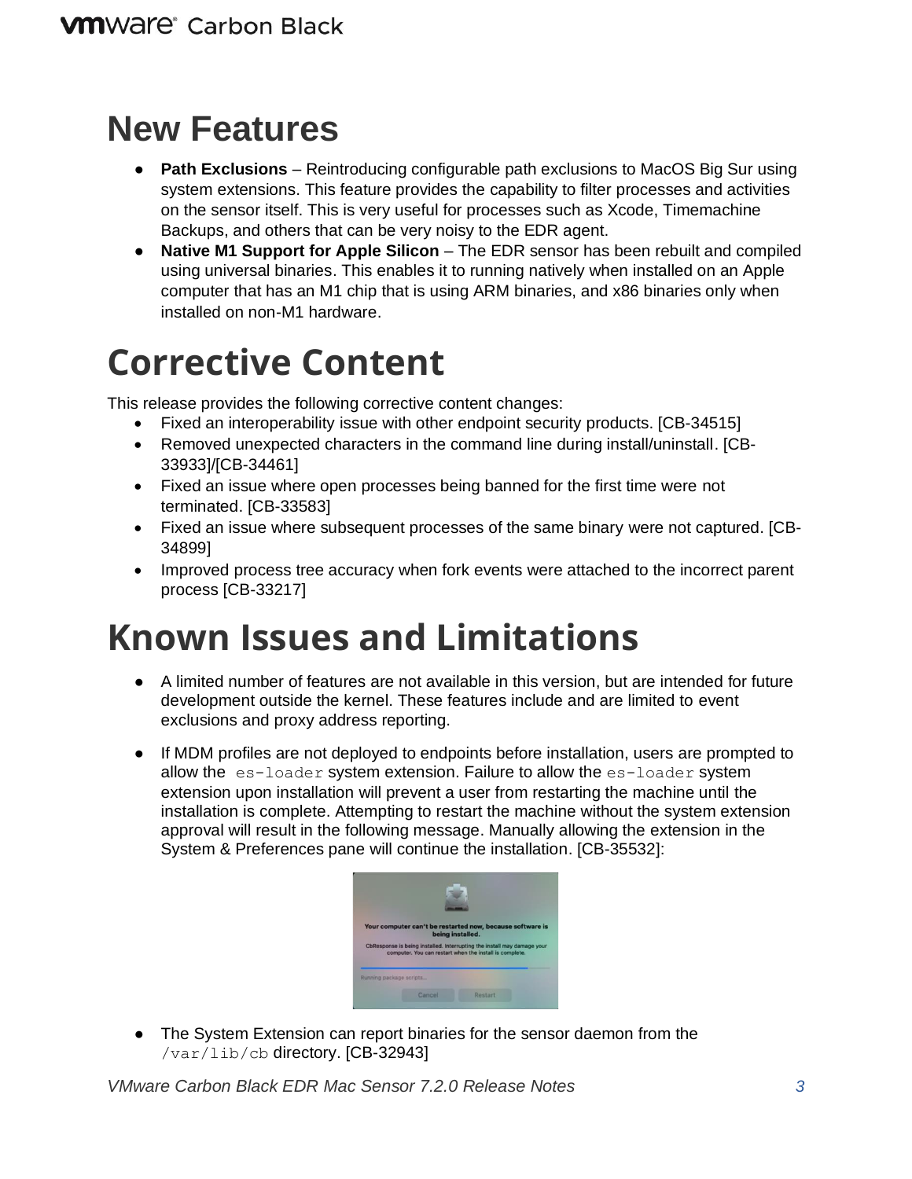# New Features

- **Path Exclusions** – Reintroducing configurable path exclusions to MacOS Big Sur using system extensions. This feature provides the capability to filter processes and activities on the sensor itself. This is very useful for processes such as Xcode, Timemachine Backups, and others that can be very noisy to the EDR agent.
- **Native M1 Support for Apple Silicon** – The EDR sensor has been rebuilt and compiled using universal binaries. This enables it to running natively when installed on an Apple computer that has an M1 chip that is using ARM binaries, and x86 binaries only when installed on non-M1 hardware.

# Corrective Content

This release provides the following corrective content changes:

- Fixed an interoperability issue with other endpoint security products. [CB-34515]
- Removed unexpected characters in the command line during install/uninstall. [CB-33933]/[CB-34461]
- Fixed an issue where open processes being banned for the first time were not terminated. [CB-33583]
- Fixed an issue where subsequent processes of the same binary were not captured. [CB-34899]
- Improved process tree accuracy when fork events were attached to the incorrect parent process [CB-33217]

# Known Issues and Limitations

- A limited number of features are not available in this version, but are intended for future development outside the kernel. These features include and are limited to event exclusions and proxy address reporting.

- If MDM profiles are not deployed to endpoints before installation, users are prompted to allow the `es-loader` system extension. Failure to allow the `es-loader` system extension upon installation will prevent a user from restarting the machine until the installation is complete. Attempting to restart the machine without the system extension approval will result in the following message. Manually allowing the extension in the System & Preferences pane will continue the installation. [CB-35532]:

- The System Extension can report binaries for the sensor daemon from the `/var/lib/cb` directory. [CB-32943]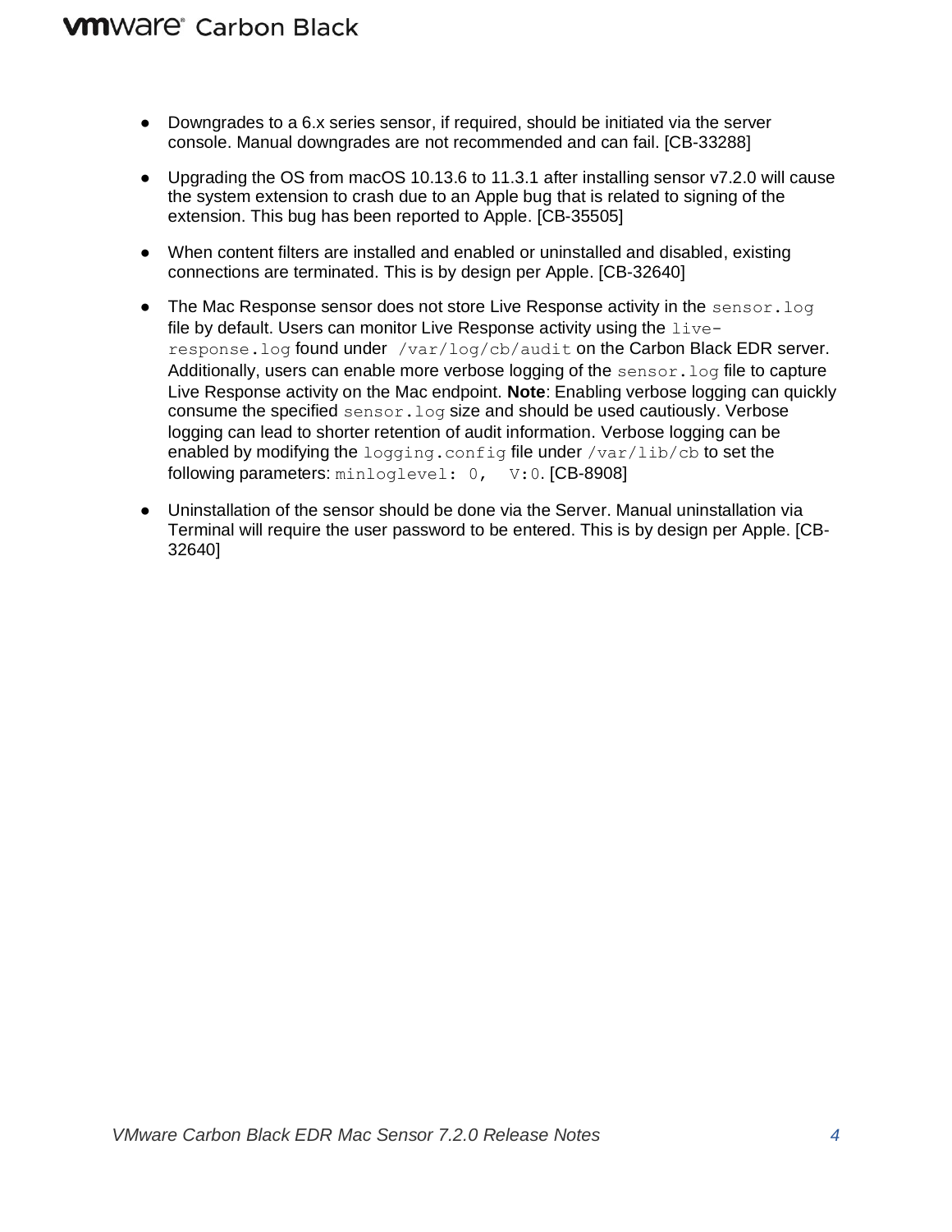- Downgrades to a 6.x series sensor, if required, should be initiated via the server console. Manual downgrades are not recommended and can fail. [CB-33288]

- Upgrading the OS from macOS 10.13.6 to 11.3.1 after installing sensor v7.2.0 will cause the system extension to crash due to an Apple bug that is related to signing of the extension. This bug has been reported to Apple. [CB-35505]

- When content filters are installed and enabled or uninstalled and disabled, existing connections are terminated. This is by design per Apple. [CB-32640]

- The Mac Response sensor does not store Live Response activity in the `sensor.log` file by default. Users can monitor Live Response activity using the `live-response.log` found under `/var/log/cb/audit` on the Carbon Black EDR server. Additionally, users can enable more verbose logging of the `sensor.log` file to capture Live Response activity on the Mac endpoint. **Note**: Enabling verbose logging can quickly consume the specified `sensor.log` size and should be used cautiously. Verbose logging can lead to shorter retention of audit information. Verbose logging can be enabled by modifying the `logging.config` file under `/var/lib/cb` to set the following parameters: `minloglevel: 0,  V:0`. [CB-8908]

- Uninstallation of the sensor should be done via the Server. Manual uninstallation via Terminal will require the user password to be entered. This is by design per Apple. [CB-32640]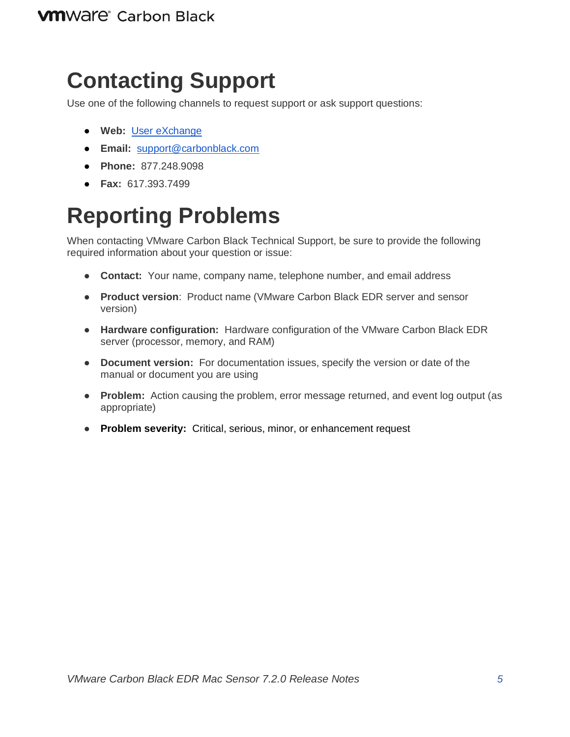# Contacting Support

Use one of the following channels to request support or ask support questions:

- **Web:** User eXchange
- **Email:** support@carbonblack.com
- **Phone:** 877.248.9098
- **Fax:** 617.393.7499

# Reporting Problems

When contacting VMware Carbon Black Technical Support, be sure to provide the following required information about your question or issue:

- **Contact:** Your name, company name, telephone number, and email address
- **Product version**: Product name (VMware Carbon Black EDR server and sensor version)
- **Hardware configuration:** Hardware configuration of the VMware Carbon Black EDR server (processor, memory, and RAM)
- **Document version:** For documentation issues, specify the version or date of the manual or document you are using
- **Problem:** Action causing the problem, error message returned, and event log output (as appropriate)
- **Problem severity:** Critical, serious, minor, or enhancement request